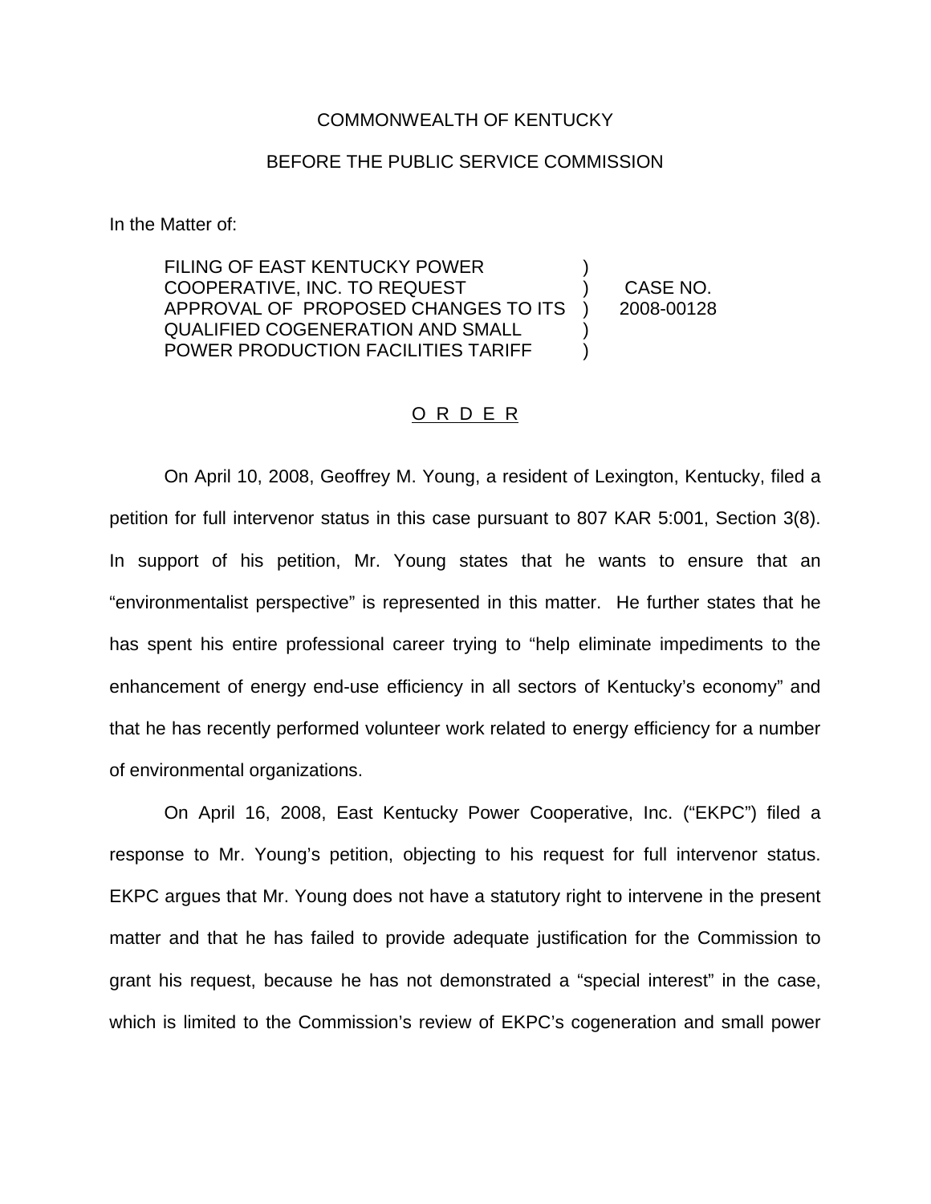COMMONWEALTH OF KENTUCKY

BEFORE THE PUBLIC SERVICE COMMISSION

In the Matter of:

| | | |
|---|---|---|
| FILING OF EAST KENTUCKY POWER COOPERATIVE, INC. TO REQUEST APPROVAL OF PROPOSED CHANGES TO ITS QUALIFIED COGENERATION AND SMALL POWER PRODUCTION FACILITIES TARIFF | ) | CASE NO. 2008-00128 |

## O R D E R

On April 10, 2008, Geoffrey M. Young, a resident of Lexington, Kentucky, filed a petition for full intervenor status in this case pursuant to 807 KAR 5:001, Section 3(8). In support of his petition, Mr. Young states that he wants to ensure that an "environmentalist perspective" is represented in this matter. He further states that he has spent his entire professional career trying to "help eliminate impediments to the enhancement of energy end-use efficiency in all sectors of Kentucky's economy" and that he has recently performed volunteer work related to energy efficiency for a number of environmental organizations.

On April 16, 2008, East Kentucky Power Cooperative, Inc. ("EKPC") filed a response to Mr. Young's petition, objecting to his request for full intervenor status. EKPC argues that Mr. Young does not have a statutory right to intervene in the present matter and that he has failed to provide adequate justification for the Commission to grant his request, because he has not demonstrated a "special interest" in the case, which is limited to the Commission's review of EKPC's cogeneration and small power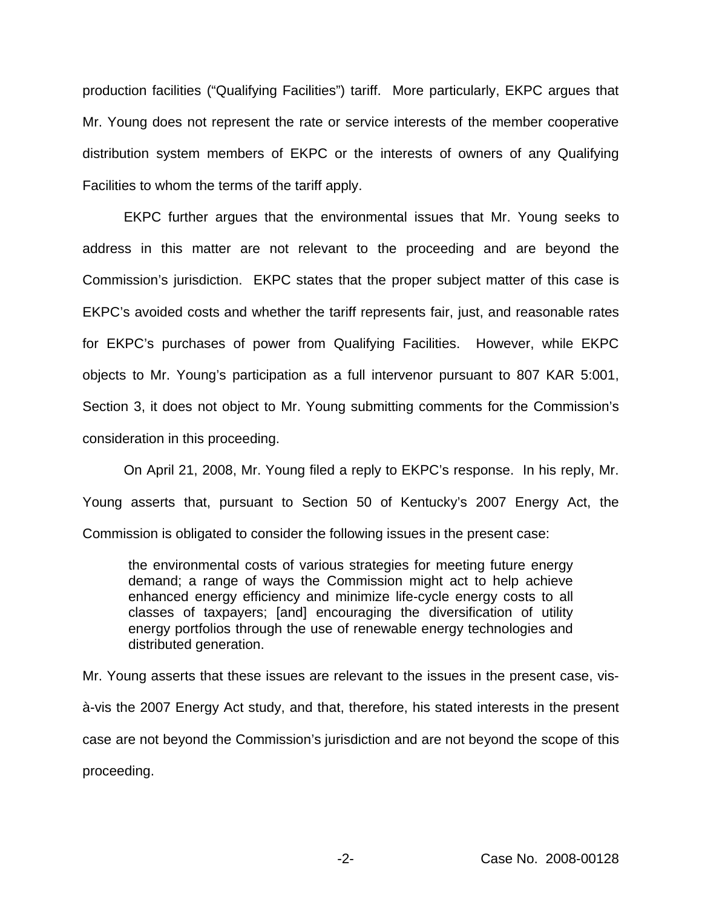production facilities ("Qualifying Facilities") tariff. More particularly, EKPC argues that Mr. Young does not represent the rate or service interests of the member cooperative distribution system members of EKPC or the interests of owners of any Qualifying Facilities to whom the terms of the tariff apply.

EKPC further argues that the environmental issues that Mr. Young seeks to address in this matter are not relevant to the proceeding and are beyond the Commission's jurisdiction. EKPC states that the proper subject matter of this case is EKPC's avoided costs and whether the tariff represents fair, just, and reasonable rates for EKPC's purchases of power from Qualifying Facilities. However, while EKPC objects to Mr. Young's participation as a full intervenor pursuant to 807 KAR 5:001, Section 3, it does not object to Mr. Young submitting comments for the Commission's consideration in this proceeding.

On April 21, 2008, Mr. Young filed a reply to EKPC's response. In his reply, Mr. Young asserts that, pursuant to Section 50 of Kentucky's 2007 Energy Act, the Commission is obligated to consider the following issues in the present case:

> the environmental costs of various strategies for meeting future energy demand; a range of ways the Commission might act to help achieve enhanced energy efficiency and minimize life-cycle energy costs to all classes of taxpayers; [and] encouraging the diversification of utility energy portfolios through the use of renewable energy technologies and distributed generation.

Mr. Young asserts that these issues are relevant to the issues in the present case, vis-à-vis the 2007 Energy Act study, and that, therefore, his stated interests in the present case are not beyond the Commission's jurisdiction and are not beyond the scope of this proceeding.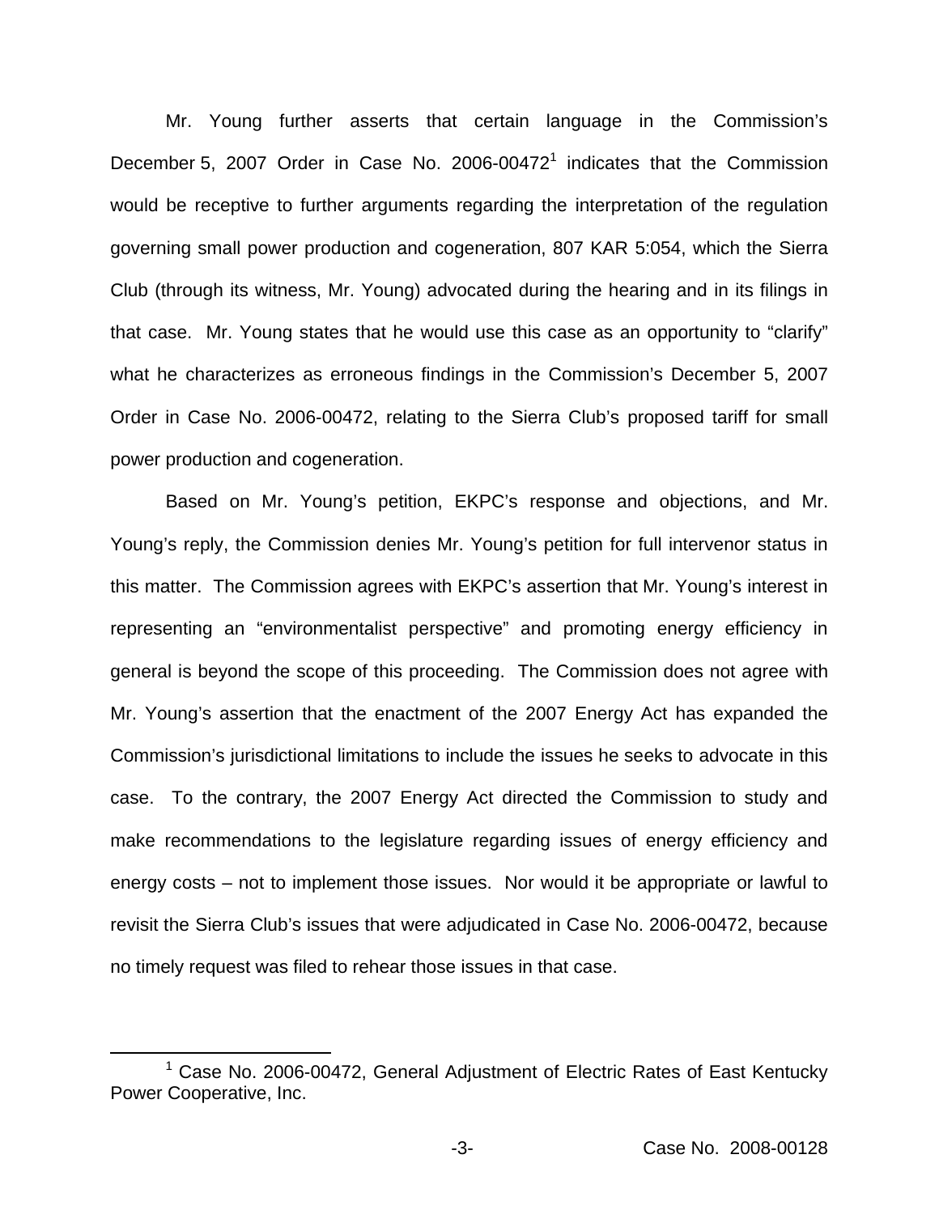Mr. Young further asserts that certain language in the Commission's December 5, 2007 Order in Case No. 2006-00472[1] indicates that the Commission would be receptive to further arguments regarding the interpretation of the regulation governing small power production and cogeneration, 807 KAR 5:054, which the Sierra Club (through its witness, Mr. Young) advocated during the hearing and in its filings in that case. Mr. Young states that he would use this case as an opportunity to "clarify" what he characterizes as erroneous findings in the Commission's December 5, 2007 Order in Case No. 2006-00472, relating to the Sierra Club's proposed tariff for small power production and cogeneration.

Based on Mr. Young's petition, EKPC's response and objections, and Mr. Young's reply, the Commission denies Mr. Young's petition for full intervenor status in this matter. The Commission agrees with EKPC's assertion that Mr. Young's interest in representing an "environmentalist perspective" and promoting energy efficiency in general is beyond the scope of this proceeding. The Commission does not agree with Mr. Young's assertion that the enactment of the 2007 Energy Act has expanded the Commission's jurisdictional limitations to include the issues he seeks to advocate in this case. To the contrary, the 2007 Energy Act directed the Commission to study and make recommendations to the legislature regarding issues of energy efficiency and energy costs – not to implement those issues. Nor would it be appropriate or lawful to revisit the Sierra Club's issues that were adjudicated in Case No. 2006-00472, because no timely request was filed to rehear those issues in that case.

[1] Case No. 2006-00472, General Adjustment of Electric Rates of East Kentucky Power Cooperative, Inc.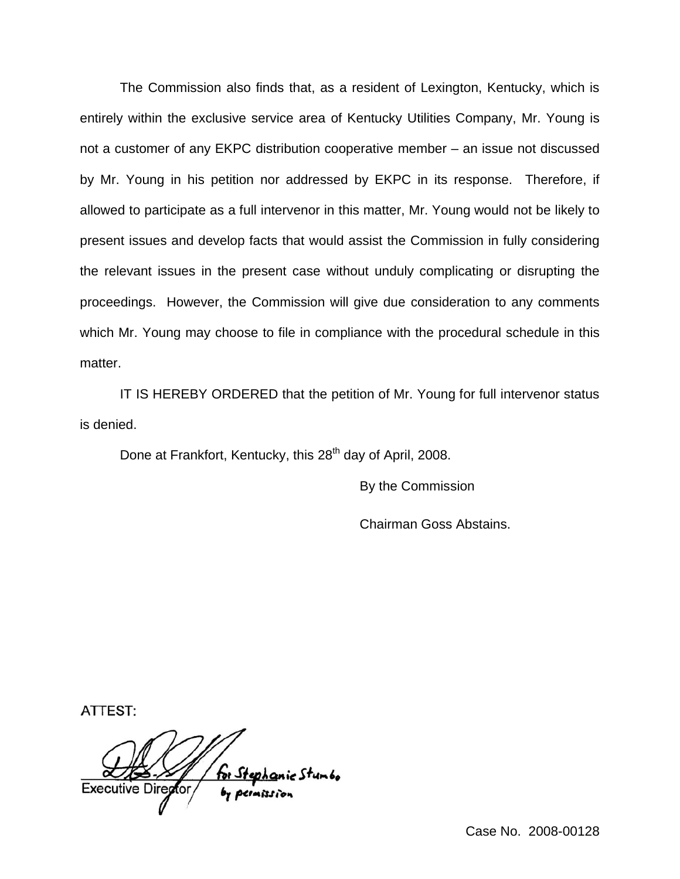The Commission also finds that, as a resident of Lexington, Kentucky, which is entirely within the exclusive service area of Kentucky Utilities Company, Mr. Young is not a customer of any EKPC distribution cooperative member – an issue not discussed by Mr. Young in his petition nor addressed by EKPC in its response. Therefore, if allowed to participate as a full intervenor in this matter, Mr. Young would not be likely to present issues and develop facts that would assist the Commission in fully considering the relevant issues in the present case without unduly complicating or disrupting the proceedings. However, the Commission will give due consideration to any comments which Mr. Young may choose to file in compliance with the procedural schedule in this matter.

IT IS HEREBY ORDERED that the petition of Mr. Young for full intervenor status is denied.

Done at Frankfort, Kentucky, this 28th day of April, 2008.

By the Commission

Chairman Goss Abstains.

ATTEST:

for Stephanie Stumbo by permission

Executive Director

Case No. 2008-00128